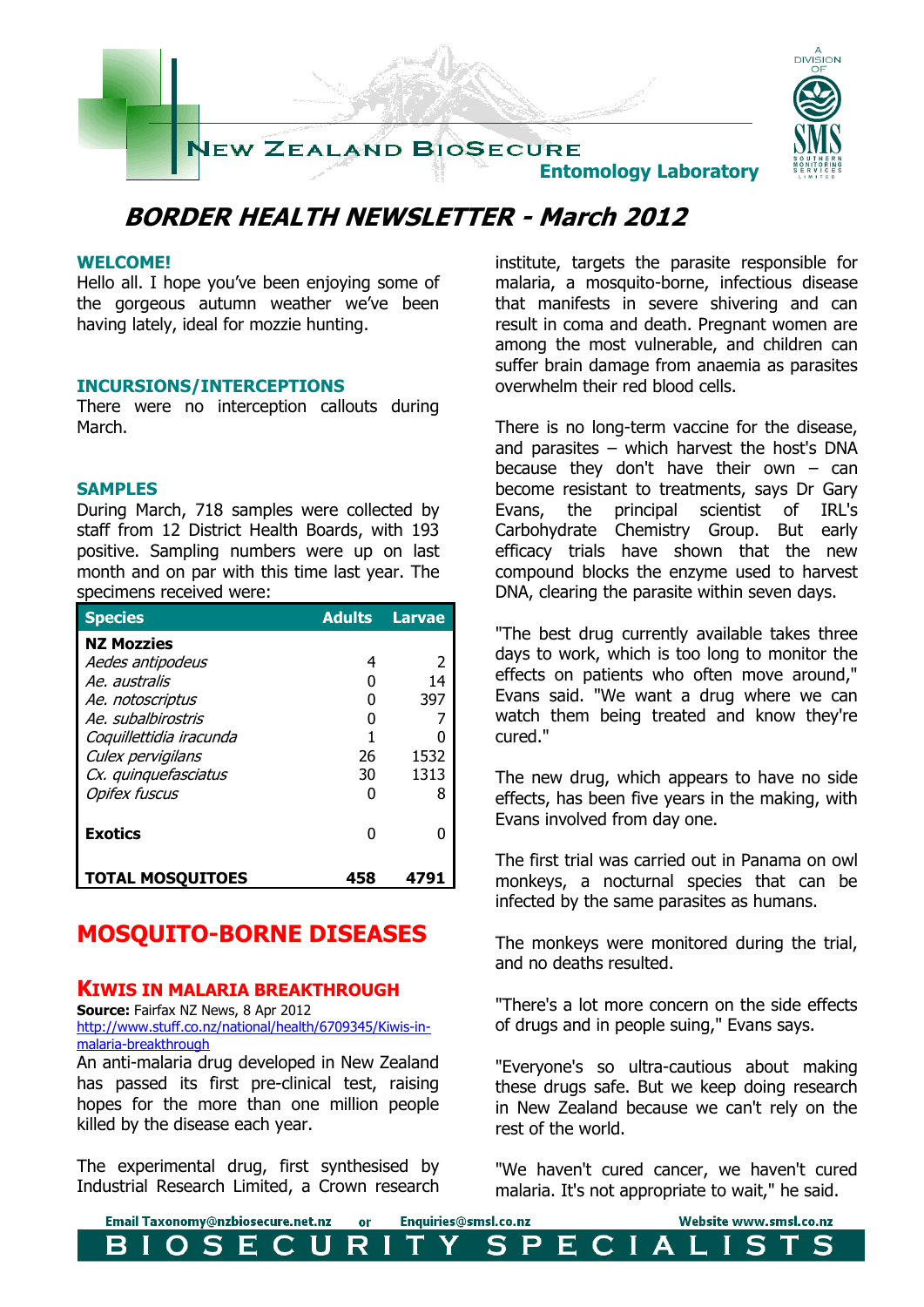NEW ZEALAND BIOSECURE
Entomology Laboratory

A DIVISION OF SMS SOUTHERN MONITORING SERVICES LIMITED

# BORDER HEALTH NEWSLETTER - March 2012

## WELCOME!

Hello all. I hope you've been enjoying some of the gorgeous autumn weather we've been having lately, ideal for mozzie hunting.

## INCURSIONS/INTERCEPTIONS

There were no interception callouts during March.

## SAMPLES

During March, 718 samples were collected by staff from 12 District Health Boards, with 193 positive. Sampling numbers were up on last month and on par with this time last year. The specimens received were:

| Species | Adults | Larvae |
|---|---|---|
| **NZ Mozzies** | | |
| *Aedes antipodeus* | 4 | 2 |
| *Ae. australis* | 0 | 14 |
| *Ae. notoscriptus* | 0 | 397 |
| *Ae. subalbirostris* | 0 | 7 |
| *Coquillettidia iracunda* | 1 | 0 |
| *Culex pervigilans* | 26 | 1532 |
| *Cx. quinquefasciatus* | 30 | 1313 |
| *Opifex fuscus* | 0 | 8 |
| **Exotics** | 0 | 0 |
| **TOTAL MOSQUITOES** | **458** | **4791** |

## MOSQUITO-BORNE DISEASES

### KIWIS IN MALARIA BREAKTHROUGH

**Source:** Fairfax NZ News, 8 Apr 2012
http://www.stuff.co.nz/national/health/6709345/Kiwis-in-malaria-breakthrough

An anti-malaria drug developed in New Zealand has passed its first pre-clinical test, raising hopes for the more than one million people killed by the disease each year.

The experimental drug, first synthesised by Industrial Research Limited, a Crown research institute, targets the parasite responsible for malaria, a mosquito-borne, infectious disease that manifests in severe shivering and can result in coma and death. Pregnant women are among the most vulnerable, and children can suffer brain damage from anaemia as parasites overwhelm their red blood cells.

There is no long-term vaccine for the disease, and parasites – which harvest the host's DNA because they don't have their own – can become resistant to treatments, says Dr Gary Evans, the principal scientist of IRL's Carbohydrate Chemistry Group. But early efficacy trials have shown that the new compound blocks the enzyme used to harvest DNA, clearing the parasite within seven days.

"The best drug currently available takes three days to work, which is too long to monitor the effects on patients who often move around," Evans said. "We want a drug where we can watch them being treated and know they're cured."

The new drug, which appears to have no side effects, has been five years in the making, with Evans involved from day one.

The first trial was carried out in Panama on owl monkeys, a nocturnal species that can be infected by the same parasites as humans.

The monkeys were monitored during the trial, and no deaths resulted.

"There's a lot more concern on the side effects of drugs and in people suing," Evans says.

"Everyone's so ultra-cautious about making these drugs safe. But we keep doing research in New Zealand because we can't rely on the rest of the world.

"We haven't cured cancer, we haven't cured malaria. It's not appropriate to wait," he said.

Email Taxonomy@nzbiosecure.net.nz or Enquiries@smsl.co.nz Website www.smsl.co.nz

BIOSECURITY SPECIALISTS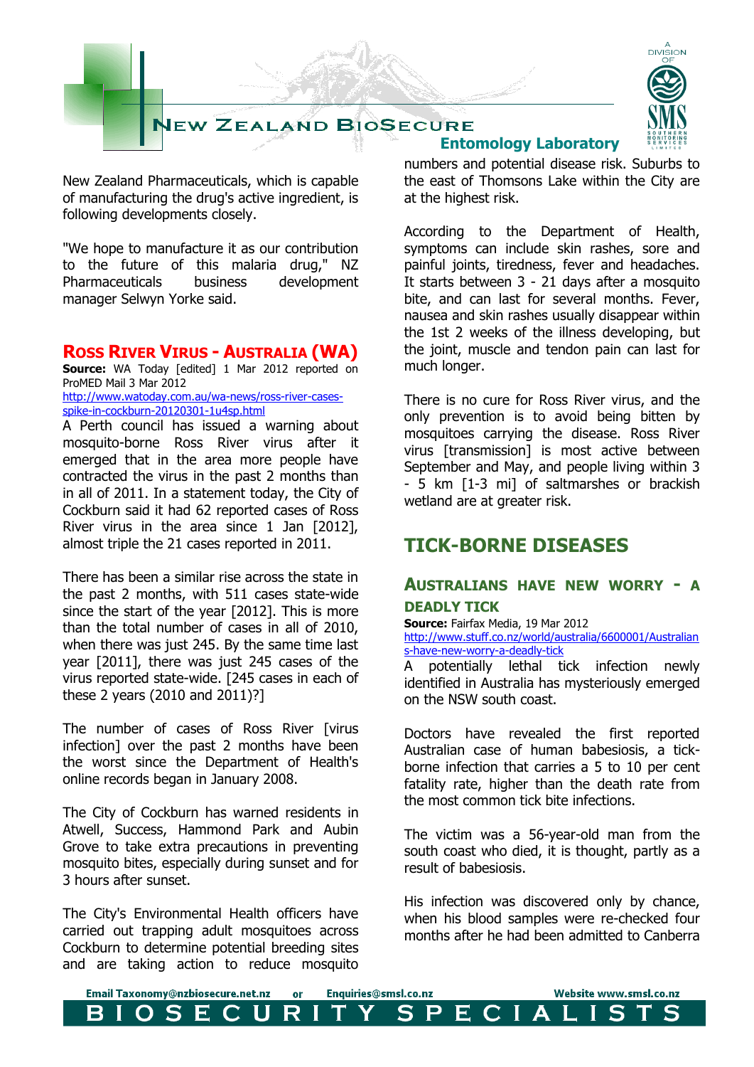New Zealand Pharmaceuticals, which is capable of manufacturing the drug's active ingredient, is following developments closely.

"We hope to manufacture it as our contribution to the future of this malaria drug," NZ Pharmaceuticals business development manager Selwyn Yorke said.

## Ross River Virus - Australia (WA)

**Source:** WA Today [edited] 1 Mar 2012 reported on ProMED Mail 3 Mar 2012
http://www.watoday.com.au/wa-news/ross-river-cases-spike-in-cockburn-20120301-1u4sp.html

A Perth council has issued a warning about mosquito-borne Ross River virus after it emerged that in the area more people have contracted the virus in the past 2 months than in all of 2011. In a statement today, the City of Cockburn said it had 62 reported cases of Ross River virus in the area since 1 Jan [2012], almost triple the 21 cases reported in 2011.

There has been a similar rise across the state in the past 2 months, with 511 cases state-wide since the start of the year [2012]. This is more than the total number of cases in all of 2010, when there was just 245. By the same time last year [2011], there was just 245 cases of the virus reported state-wide. [245 cases in each of these 2 years (2010 and 2011)?]

The number of cases of Ross River [virus infection] over the past 2 months have been the worst since the Department of Health's online records began in January 2008.

The City of Cockburn has warned residents in Atwell, Success, Hammond Park and Aubin Grove to take extra precautions in preventing mosquito bites, especially during sunset and for 3 hours after sunset.

The City's Environmental Health officers have carried out trapping adult mosquitoes across Cockburn to determine potential breeding sites and are taking action to reduce mosquito numbers and potential disease risk. Suburbs to the east of Thomsons Lake within the City are at the highest risk.

According to the Department of Health, symptoms can include skin rashes, sore and painful joints, tiredness, fever and headaches. It starts between 3 - 21 days after a mosquito bite, and can last for several months. Fever, nausea and skin rashes usually disappear within the 1st 2 weeks of the illness developing, but the joint, muscle and tendon pain can last for much longer.

There is no cure for Ross River virus, and the only prevention is to avoid being bitten by mosquitoes carrying the disease. Ross River virus [transmission] is most active between September and May, and people living within 3 - 5 km [1-3 mi] of saltmarshes or brackish wetland are at greater risk.

# TICK-BORNE DISEASES

## Australians have new worry - a deadly tick

**Source:** Fairfax Media, 19 Mar 2012
http://www.stuff.co.nz/world/australia/6600001/Australians-have-new-worry-a-deadly-tick

A potentially lethal tick infection newly identified in Australia has mysteriously emerged on the NSW south coast.

Doctors have revealed the first reported Australian case of human babesiosis, a tick-borne infection that carries a 5 to 10 per cent fatality rate, higher than the death rate from the most common tick bite infections.

The victim was a 56-year-old man from the south coast who died, it is thought, partly as a result of babesiosis.

His infection was discovered only by chance, when his blood samples were re-checked four months after he had been admitted to Canberra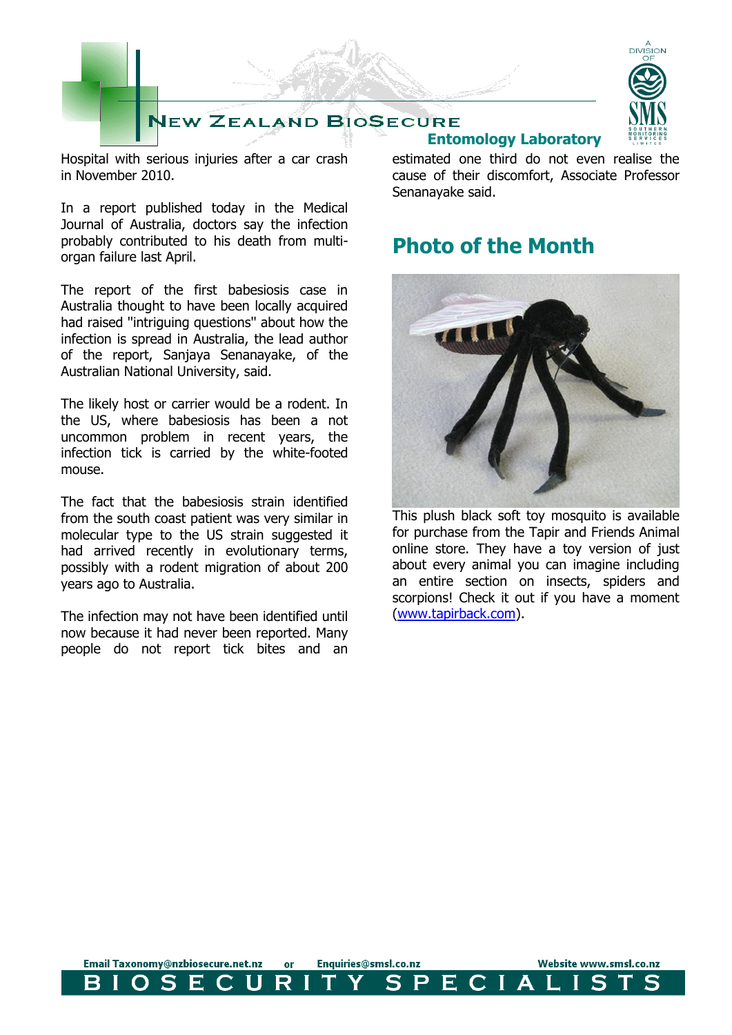Hospital with serious injuries after a car crash in November 2010.

In a report published today in the Medical Journal of Australia, doctors say the infection probably contributed to his death from multi-organ failure last April.

The report of the first babesiosis case in Australia thought to have been locally acquired had raised "intriguing questions" about how the infection is spread in Australia, the lead author of the report, Sanjaya Senanayake, of the Australian National University, said.

The likely host or carrier would be a rodent. In the US, where babesiosis has been a not uncommon problem in recent years, the infection tick is carried by the white-footed mouse.

The fact that the babesiosis strain identified from the south coast patient was very similar in molecular type to the US strain suggested it had arrived recently in evolutionary terms, possibly with a rodent migration of about 200 years ago to Australia.

The infection may not have been identified until now because it had never been reported. Many people do not report tick bites and an estimated one third do not even realise the cause of their discomfort, Associate Professor Senanayake said.

## Photo of the Month

This plush black soft toy mosquito is available for purchase from the Tapir and Friends Animal online store. They have a toy version of just about every animal you can imagine including an entire section on insects, spiders and scorpions! Check it out if you have a moment (www.tapirback.com).